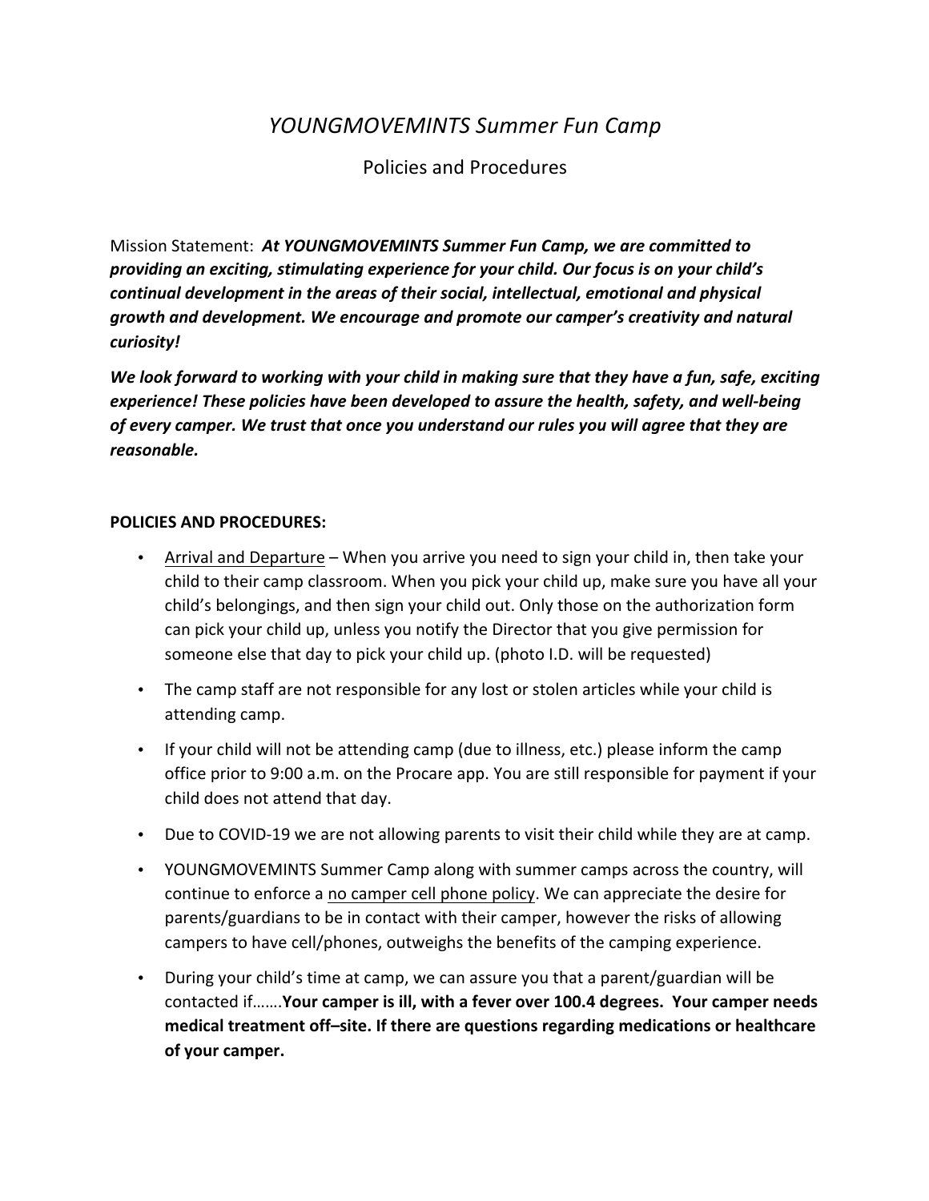# *YOUNGMOVEMINTS Summer Fun Camp*

## Policies and Procedures

Mission Statement: ***At YOUNGMOVEMINTS Summer Fun Camp, we are committed to providing an exciting, stimulating experience for your child. Our focus is on your child's continual development in the areas of their social, intellectual, emotional and physical growth and development. We encourage and promote our camper's creativity and natural curiosity!***

***We look forward to working with your child in making sure that they have a fun, safe, exciting experience! These policies have been developed to assure the health, safety, and well-being of every camper. We trust that once you understand our rules you will agree that they are reasonable.***

**POLICIES AND PROCEDURES:**

- <u>Arrival and Departure</u> – When you arrive you need to sign your child in, then take your child to their camp classroom. When you pick your child up, make sure you have all your child's belongings, and then sign your child out. Only those on the authorization form can pick your child up, unless you notify the Director that you give permission for someone else that day to pick your child up. (photo I.D. will be requested)
- The camp staff are not responsible for any lost or stolen articles while your child is attending camp.
- If your child will not be attending camp (due to illness, etc.) please inform the camp office prior to 9:00 a.m. on the Procare app. You are still responsible for payment if your child does not attend that day.
- Due to COVID-19 we are not allowing parents to visit their child while they are at camp.
- YOUNGMOVEMINTS Summer Camp along with summer camps across the country, will continue to enforce a <u>no camper cell phone policy</u>. We can appreciate the desire for parents/guardians to be in contact with their camper, however the risks of allowing campers to have cell/phones, outweighs the benefits of the camping experience.
- During your child's time at camp, we can assure you that a parent/guardian will be contacted if……. **Your camper is ill, with a fever over 100.4 degrees. Your camper needs medical treatment off–site. If there are questions regarding medications or healthcare of your camper.**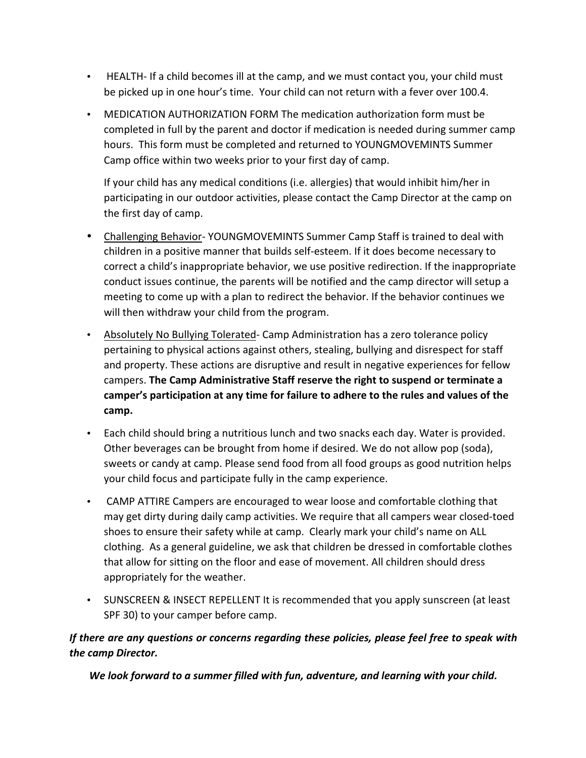- HEALTH- If a child becomes ill at the camp, and we must contact you, your child must be picked up in one hour's time. Your child can not return with a fever over 100.4.
- MEDICATION AUTHORIZATION FORM The medication authorization form must be completed in full by the parent and doctor if medication is needed during summer camp hours. This form must be completed and returned to YOUNGMOVEMINTS Summer Camp office within two weeks prior to your first day of camp.

  If your child has any medical conditions (i.e. allergies) that would inhibit him/her in participating in our outdoor activities, please contact the Camp Director at the camp on the first day of camp.

- <u>Challenging Behavior</u>- YOUNGMOVEMINTS Summer Camp Staff is trained to deal with children in a positive manner that builds self-esteem. If it does become necessary to correct a child's inappropriate behavior, we use positive redirection. If the inappropriate conduct issues continue, the parents will be notified and the camp director will setup a meeting to come up with a plan to redirect the behavior. If the behavior continues we will then withdraw your child from the program.
- <u>Absolutely No Bullying Tolerated</u>- Camp Administration has a zero tolerance policy pertaining to physical actions against others, stealing, bullying and disrespect for staff and property. These actions are disruptive and result in negative experiences for fellow campers. **The Camp Administrative Staff reserve the right to suspend or terminate a camper's participation at any time for failure to adhere to the rules and values of the camp.**
- Each child should bring a nutritious lunch and two snacks each day. Water is provided. Other beverages can be brought from home if desired. We do not allow pop (soda), sweets or candy at camp. Please send food from all food groups as good nutrition helps your child focus and participate fully in the camp experience.
- CAMP ATTIRE Campers are encouraged to wear loose and comfortable clothing that may get dirty during daily camp activities. We require that all campers wear closed-toed shoes to ensure their safety while at camp. Clearly mark your child's name on ALL clothing. As a general guideline, we ask that children be dressed in comfortable clothes that allow for sitting on the floor and ease of movement. All children should dress appropriately for the weather.
- SUNSCREEN & INSECT REPELLENT It is recommended that you apply sunscreen (at least SPF 30) to your camper before camp.

***If there are any questions or concerns regarding these policies, please feel free to speak with the camp Director.***

***We look forward to a summer filled with fun, adventure, and learning with your child.***